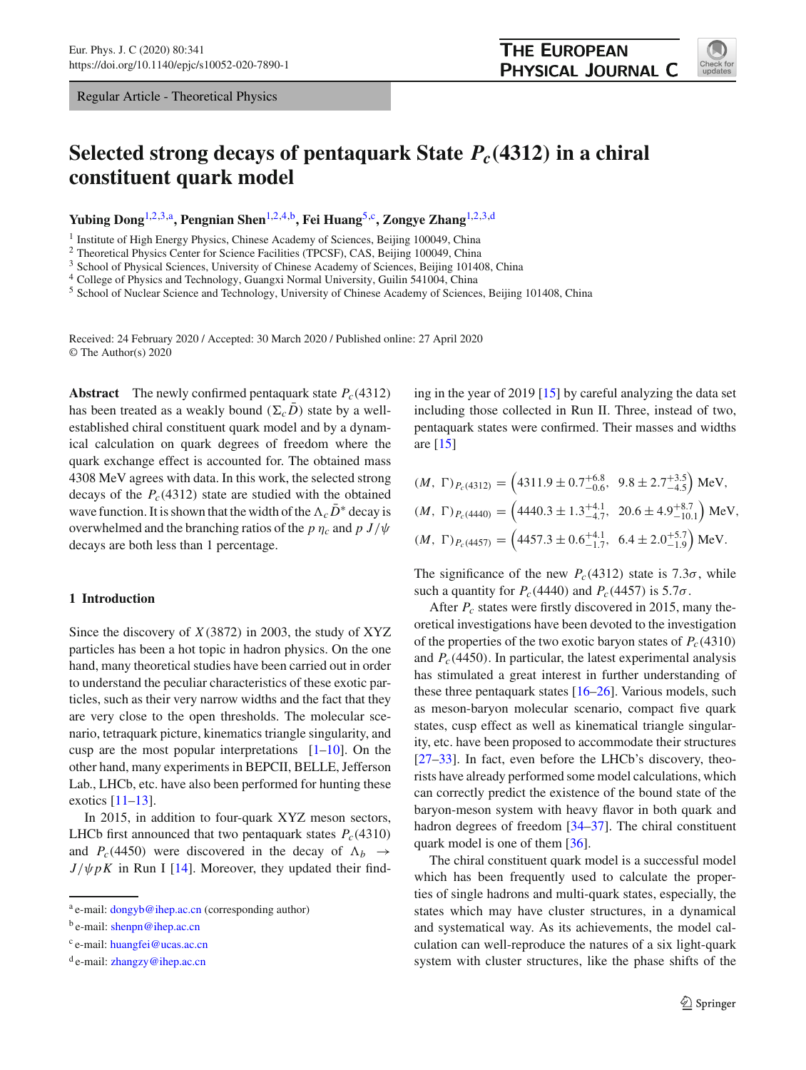Regular Article - Theoretical Physics

# Selected strong decays of pentaquark State $P_c(4312)$ in a chiral constituent quark model

**Yubing Dong**[1,2,3,a], **Pengnian Shen**[1,2,4,b], **Fei Huang**[5,c], **Zongye Zhang**[1,2,3,d]

[1] Institute of High Energy Physics, Chinese Academy of Sciences, Beijing 100049, China
[2] Theoretical Physics Center for Science Facilities (TPCSF), CAS, Beijing 100049, China
[3] School of Physical Sciences, University of Chinese Academy of Sciences, Beijing 101408, China
[4] College of Physics and Technology, Guangxi Normal University, Guilin 541004, China
[5] School of Nuclear Science and Technology, University of Chinese Academy of Sciences, Beijing 101408, China

Received: 24 February 2020 / Accepted: 30 March 2020 / Published online: 27 April 2020
© The Author(s) 2020

**Abstract** The newly confirmed pentaquark state $P_c(4312)$ has been treated as a weakly bound $(\Sigma_c \bar{D})$ state by a well-established chiral constituent quark model and by a dynamical calculation on quark degrees of freedom where the quark exchange effect is accounted for. The obtained mass 4308 MeV agrees with data. In this work, the selected strong decays of the $P_c(4312)$ state are studied with the obtained wave function. It is shown that the width of the $\Lambda_c \bar{D}^*$ decay is overwhelmed and the branching ratios of the $p\,\eta_c$ and $p\,J/\psi$ decays are both less than 1 percentage.

## 1 Introduction

Since the discovery of $X(3872)$ in 2003, the study of XYZ particles has been a hot topic in hadron physics. On the one hand, many theoretical studies have been carried out in order to understand the peculiar characteristics of these exotic particles, such as their very narrow widths and the fact that they are very close to the open thresholds. The molecular scenario, tetraquark picture, kinematics triangle singularity, and cusp are the most popular interpretations [1–10]. On the other hand, many experiments in BEPCII, BELLE, Jefferson Lab., LHCb, etc. have also been performed for hunting these exotics [11–13].

In 2015, in addition to four-quark XYZ meson sectors, LHCb first announced that two pentaquark states $P_c(4310)$ and $P_c(4450)$ were discovered in the decay of $\Lambda_b \to J/\psi p K$ in Run I [14]. Moreover, they updated their finding in the year of 2019 [15] by careful analyzing the data set including those collected in Run II. Three, instead of two, pentaquark states were confirmed. Their masses and widths are [15]

$$(M,\ \Gamma)_{P_c(4312)} = \left(4311.9 \pm 0.7^{+6.8}_{-0.6},\ \ 9.8 \pm 2.7^{+3.5}_{-4.5}\right)\ \text{MeV},$$

$$(M,\ \Gamma)_{P_c(4440)} = \left(4440.3 \pm 1.3^{+4.1}_{-4.7},\ \ 20.6 \pm 4.9^{+8.7}_{-10.1}\right)\ \text{MeV},$$

$$(M,\ \Gamma)_{P_c(4457)} = \left(4457.3 \pm 0.6^{+4.1}_{-1.7},\ \ 6.4 \pm 2.0^{+5.7}_{-1.9}\right)\ \text{MeV}.$$

The significance of the new $P_c(4312)$ state is $7.3\sigma$, while such a quantity for $P_c(4440)$ and $P_c(4457)$ is $5.7\sigma$.

After $P_c$ states were firstly discovered in 2015, many theoretical investigations have been devoted to the investigation of the properties of the two exotic baryon states of $P_c(4310)$ and $P_c(4450)$. In particular, the latest experimental analysis has stimulated a great interest in further understanding of these three pentaquark states [16–26]. Various models, such as meson-baryon molecular scenario, compact five quark states, cusp effect as well as kinematical triangle singularity, etc. have been proposed to accommodate their structures [27–33]. In fact, even before the LHCb's discovery, theorists have already performed some model calculations, which can correctly predict the existence of the bound state of the baryon-meson system with heavy flavor in both quark and hadron degrees of freedom [34–37]. The chiral constituent quark model is one of them [36].

The chiral constituent quark model is a successful model which has been frequently used to calculate the properties of single hadrons and multi-quark states, especially, the states which may have cluster structures, in a dynamical and systematical way. As its achievements, the model calculation can well-reproduce the natures of a six light-quark system with cluster structures, like the phase shifts of the

[a] e-mail: dongyb@ihep.ac.cn (corresponding author)
[b] e-mail: shenpn@ihep.ac.cn
[c] e-mail: huangfei@ucas.ac.cn
[d] e-mail: zhangzy@ihep.ac.cn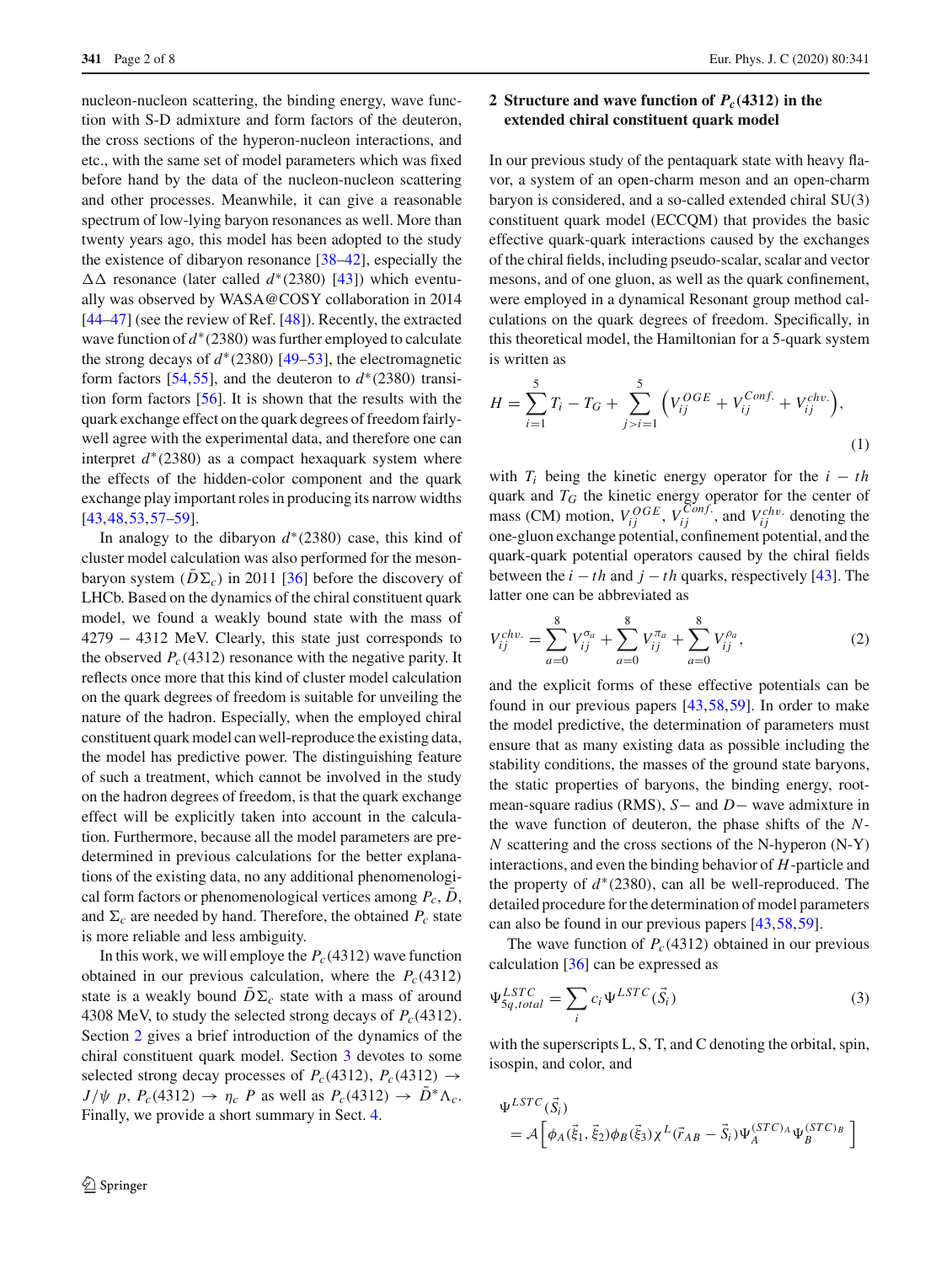nucleon-nucleon scattering, the binding energy, wave function with S-D admixture and form factors of the deuteron, the cross sections of the hyperon-nucleon interactions, and etc., with the same set of model parameters which was fixed before hand by the data of the nucleon-nucleon scattering and other processes. Meanwhile, it can give a reasonable spectrum of low-lying baryon resonances as well. More than twenty years ago, this model has been adopted to the study the existence of dibaryon resonance [38–42], especially the $\Delta\Delta$ resonance (later called $d^*(2380)$ [43]) which eventually was observed by WASA@COSY collaboration in 2014 [44–47] (see the review of Ref. [48]). Recently, the extracted wave function of $d^*(2380)$ was further employed to calculate the strong decays of $d^*(2380)$ [49–53], the electromagnetic form factors [54,55], and the deuteron to $d^*(2380)$ transition form factors [56]. It is shown that the results with the quark exchange effect on the quark degrees of freedom fairly-well agree with the experimental data, and therefore one can interpret $d^*(2380)$ as a compact hexaquark system where the effects of the hidden-color component and the quark exchange play important roles in producing its narrow widths [43,48,53,57–59].

In analogy to the dibaryon $d^*(2380)$ case, this kind of cluster model calculation was also performed for the meson-baryon system ($\bar{D}\Sigma_c$) in 2011 [36] before the discovery of LHCb. Based on the dynamics of the chiral constituent quark model, we found a weakly bound state with the mass of 4279 − 4312 MeV. Clearly, this state just corresponds to the observed $P_c(4312)$ resonance with the negative parity. It reflects once more that this kind of cluster model calculation on the quark degrees of freedom is suitable for unveiling the nature of the hadron. Especially, when the employed chiral constituent quark model can well-reproduce the existing data, the model has predictive power. The distinguishing feature of such a treatment, which cannot be involved in the study on the hadron degrees of freedom, is that the quark exchange effect will be explicitly taken into account in the calculation. Furthermore, because all the model parameters are predetermined in previous calculations for the better explanations of the existing data, no any additional phenomenological form factors or phenomenological vertices among $P_c$, $\bar{D}$, and $\Sigma_c$ are needed by hand. Therefore, the obtained $P_c$ state is more reliable and less ambiguity.

In this work, we will employe the $P_c(4312)$ wave function obtained in our previous calculation, where the $P_c(4312)$ state is a weakly bound $\bar{D}\Sigma_c$ state with a mass of around 4308 MeV, to study the selected strong decays of $P_c(4312)$. Section 2 gives a brief introduction of the dynamics of the chiral constituent quark model. Section 3 devotes to some selected strong decay processes of $P_c(4312)$, $P_c(4312) \to J/\psi\ p$, $P_c(4312) \to \eta_c\ P$ as well as $P_c(4312) \to \bar{D}^*\Lambda_c$. Finally, we provide a short summary in Sect. 4.

## 2 Structure and wave function of $P_c(4312)$ in the extended chiral constituent quark model

In our previous study of the pentaquark state with heavy flavor, a system of an open-charm meson and an open-charm baryon is considered, and a so-called extended chiral SU(3) constituent quark model (ECCQM) that provides the basic effective quark-quark interactions caused by the exchanges of the chiral fields, including pseudo-scalar, scalar and vector mesons, and of one gluon, as well as the quark confinement, were employed in a dynamical Resonant group method calculations on the quark degrees of freedom. Specifically, in this theoretical model, the Hamiltonian for a 5-quark system is written as

$$
H = \sum_{i=1}^{5} T_i - T_G + \sum_{j>i=1}^{5} \left( V_{ij}^{OGE} + V_{ij}^{Conf.} + V_{ij}^{chv.} \right), \tag{1}
$$

with $T_i$ being the kinetic energy operator for the $i-th$ quark and $T_G$ the kinetic energy operator for the center of mass (CM) motion, $V_{ij}^{OGE}$, $V_{ij}^{Conf.}$, and $V_{ij}^{chv.}$ denoting the one-gluon exchange potential, confinement potential, and the quark-quark potential operators caused by the chiral fields between the $i-th$ and $j-th$ quarks, respectively [43]. The latter one can be abbreviated as

$$
V_{ij}^{chv.} = \sum_{a=0}^{8} V_{ij}^{\sigma_a} + \sum_{a=0}^{8} V_{ij}^{\pi_a} + \sum_{a=0}^{8} V_{ij}^{\rho_a}, \tag{2}
$$

and the explicit forms of these effective potentials can be found in our previous papers [43,58,59]. In order to make the model predictive, the determination of parameters must ensure that as many existing data as possible including the stability conditions, the masses of the ground state baryons, the static properties of baryons, the binding energy, root-mean-square radius (RMS), $S-$ and $D-$ wave admixture in the wave function of deuteron, the phase shifts of the $N$-$N$ scattering and the cross sections of the N-hyperon (N-Y) interactions, and even the binding behavior of $H$-particle and the property of $d^*(2380)$, can all be well-reproduced. The detailed procedure for the determination of model parameters can also be found in our previous papers [43,58,59].

The wave function of $P_c(4312)$ obtained in our previous calculation [36] can be expressed as

$$
\Psi_{5q,total}^{LSTC} = \sum_i c_i \Psi^{LSTC}(\vec{S}_i) \tag{3}
$$

with the superscripts L, S, T, and C denoting the orbital, spin, isospin, and color, and

$$
\Psi^{LSTC}(\vec{S}_i) = \mathcal{A}\Big[\phi_A(\vec{\xi}_1, \vec{\xi}_2)\phi_B(\vec{\xi}_3)\chi^L(\vec{r}_{AB} - \vec{S}_i)\Psi_A^{(STC)_A}\Psi_B^{(STC)_B}\Big]
$$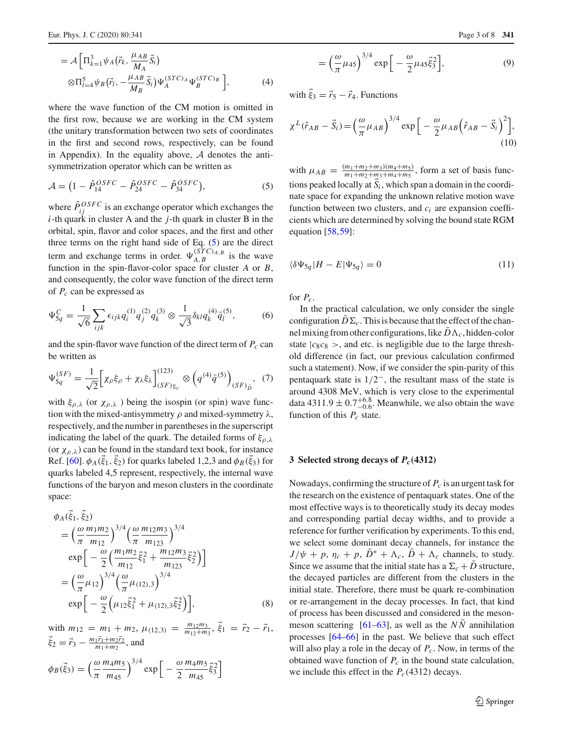$$
= \mathcal{A}\Big[\Pi_{k=1}^{3}\psi_A\big(\vec{r}_k, \frac{\mu_{AB}}{M_A}\vec{S}_i\big) \otimes\Pi_{l=4}^{5}\psi_B\big(\vec{r}_l, -\frac{\mu_{AB}}{M_B}\vec{S}_i\big)\Psi_A^{(STC)_A}\Psi_B^{(STC)_B}\Big], \tag{4}
$$

where the wave function of the CM motion is omitted in the first row, because we are working in the CM system (the unitary transformation between two sets of coordinates in the first and second rows, respectively, can be found in Appendix). In the equality above, $\mathcal{A}$ denotes the anti-symmetrization operator which can be written as

$$
\mathcal{A} = \big(1 - \hat{P}_{14}^{OSFC} - \hat{P}_{24}^{OSFC} - \hat{P}_{34}^{OSFC}\big), \tag{5}
$$

where $\hat{P}_{ij}^{OSFC}$ is an exchange operator which exchanges the $i$-th quark in cluster A and the $j$-th quark in cluster B in the orbital, spin, flavor and color spaces, and the first and other three terms on the right hand side of Eq. (5) are the direct term and exchange terms in order. $\Psi_{A,B}^{(STC)_{A,B}}$ is the wave function in the spin-flavor-color space for cluster $A$ or $B$, and consequently, the color wave function of the direct term of $P_c$ can be expressed as

$$
\Psi_{5q}^{C} = \frac{1}{\sqrt{6}}\sum_{ijk}\epsilon_{ijk}q_i^{(1)}q_j^{(2)}q_k^{(3)} \otimes \frac{1}{\sqrt{3}}\delta_{kl}q_k^{(4)}\bar{q}_l^{(5)}, \tag{6}
$$

and the spin-flavor wave function of the direct term of $P_c$ can be written as

$$
\Psi_{5q}^{(SF)} = \frac{1}{\sqrt{2}}\Big[\chi_\rho\xi_\rho + \chi_\lambda\xi_\lambda\Big]_{(SF)_{\Sigma_c}}^{(123)} \otimes \Big(q^{(4)}\bar{q}^{(5)}\Big)_{(SF)_{\bar{D}}}, \tag{7}
$$

with $\xi_{\rho,\lambda}$ (or $\chi_{\rho,\lambda}$ ) being the isospin (or spin) wave function with the mixed-antisymmetry $\rho$ and mixed-symmetry $\lambda$, respectively, and the number in parentheses in the superscript indicating the label of the quark. The detailed forms of $\xi_{\rho,\lambda}$ (or $\chi_{\rho,\lambda}$) can be found in the standard text book, for instance Ref. [60]. $\phi_A(\vec{\xi}_1, \vec{\xi}_2)$ for quarks labeled 1,2,3 and $\phi_B(\vec{\xi}_3)$ for quarks labeled 4,5 represent, respectively, the internal wave functions of the baryon and meson clusters in the coordinate space:

$$
\begin{aligned}
\phi_A(\vec{\xi}_1, \vec{\xi}_2) &= \Big(\frac{\omega}{\pi}\frac{m_1 m_2}{m_{12}}\Big)^{3/4}\Big(\frac{\omega}{\pi}\frac{m_{12}m_3}{m_{123}}\Big)^{3/4} \\
&\quad \exp\Big[-\frac{\omega}{2}\Big(\frac{m_1m_2}{m_{12}}\vec{\xi}_1^2 + \frac{m_{12}m_3}{m_{123}}\vec{\xi}_2^2\Big)\Big] \\
&= \Big(\frac{\omega}{\pi}\mu_{12}\Big)^{3/4}\Big(\frac{\omega}{\pi}\mu_{(12),3}\Big)^{3/4} \\
&\quad \exp\Big[-\frac{\omega}{2}\Big(\mu_{12}\vec{\xi}_1^2 + \mu_{(12),3}\vec{\xi}_2^2\Big)\Big],
\end{aligned} \tag{8}
$$

with $m_{12} = m_1 + m_2$, $\mu_{(12),3} = \frac{m_{12}m_3}{m_{12}+m_3}$, $\vec{\xi}_1 = \vec{r}_2 - \vec{r}_1$, $\vec{\xi}_2 = \vec{r}_3 - \frac{m_1\vec{r}_1 + m_2\vec{r}_2}{m_1+m_2}$, and

$$
\begin{aligned}
\phi_B(\vec{\xi}_3) &= \Big(\frac{\omega}{\pi}\frac{m_4m_5}{m_{45}}\Big)^{3/4}\exp\Big[-\frac{\omega}{2}\frac{m_4m_5}{m_{45}}\vec{\xi}_3^2\Big] \\
&= \Big(\frac{\omega}{\pi}\mu_{45}\Big)^{3/4}\exp\Big[-\frac{\omega}{2}\mu_{45}\vec{\xi}_3^2\Big],
\end{aligned} \tag{9}
$$

with $\vec{\xi}_3 = \vec{r}_5 - \vec{r}_4$. Functions

$$
\chi^L(\hat{r}_{AB} - \vec{S}_i) = \Big(\frac{\omega}{\pi}\mu_{AB}\Big)^{3/4}\exp\Big[-\frac{\omega}{2}\mu_{AB}\Big(\hat{r}_{AB} - \vec{S}_i\Big)^2\Big], \tag{10}
$$

with $\mu_{AB} = \frac{(m_1+m_2+m_3)(m_4+m_5)}{m_1+m_2+m_3+m_4+m_5}$, form a set of basis functions peaked locally at $\vec{S}_i$, which span a domain in the coordinate space for expanding the unknown relative motion wave function between two clusters, and $c_i$ are expansion coefficients which are determined by solving the bound state RGM equation [58,59]:

$$
\langle\delta\Psi_{5q}|H - E|\Psi_{5q}\rangle = 0 \tag{11}
$$

for $P_c$.

In the practical calculation, we only consider the single configuration $\bar{D}\Sigma_c$. This is because that the effect of the channel mixing from other configurations, like $\bar{D}\Lambda_c$, hidden-color state $|c_8c_8>$, and etc. is negligible due to the large threshold difference (in fact, our previous calculation confirmed such a statement). Now, if we consider the spin-parity of this pentaquark state is $1/2^-$, the resultant mass of the state is around 4308 MeV, which is very close to the experimental data $4311.9 \pm 0.7^{+6.8}_{-0.6}$. Meanwhile, we also obtain the wave function of this $P_c$ state.

## 3 Selected strong decays of $P_c(4312)$

Nowadays, confirming the structure of $P_c$ is an urgent task for the research on the existence of pentaquark states. One of the most effective ways is to theoretically study its decay modes and corresponding partial decay widths, and to provide a reference for further verification by experiments. To this end, we select some dominant decay channels, for instance the $J/\psi + p$, $\eta_c + p$, $\bar{D}^* + \Lambda_c$, $\bar{D} + \Lambda_c$ channels, to study. Since we assume that the initial state has a $\Sigma_c + \bar{D}$ structure, the decayed particles are different from the clusters in the initial state. Therefore, there must be quark re-combination or re-arrangement in the decay processes. In fact, that kind of process has been discussed and considered in the meson-meson scattering [61–63], as well as the $N\bar{N}$ annihilation processes [64–66] in the past. We believe that such effect will also play a role in the decay of $P_c$. Now, in terms of the obtained wave function of $P_c$ in the bound state calculation, we include this effect in the $P_c(4312)$ decays.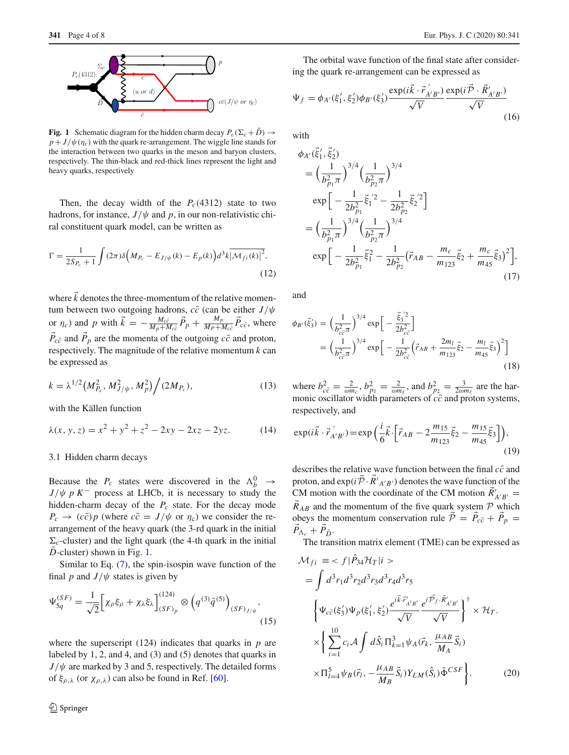**Fig. 1** Schematic diagram for the hidden charm decay $P_c(\Sigma_c+\bar{D}) \to p + J/\psi(\eta_c)$ with the quark re-arrangement. The wiggle line stands for the interaction between two quarks in the meson and baryon clusters, respectively. The thin-black and red-thick lines represent the light and heavy quarks, respectively

Then, the decay width of the $P_c(4312)$ state to two hadrons, for instance, $J/\psi$ and $p$, in our non-relativistic chiral constituent quark model, can be written as

$$\Gamma = \frac{1}{2S_{P_c}+1}\int (2\pi)\delta\Big(M_{P_c} - E_{J/\psi}(k) - E_p(k)\Big)d^3k\overline{|\mathcal{M}_{fi}(k)|^2}, \tag{12}$$

where $\vec{k}$ denotes the three-momentum of the relative momentum between two outgoing hadrons, $c\bar{c}$ (can be either $J/\psi$ or $\eta_c$) and $p$ with $\vec{k} = -\frac{M_{c\bar{c}}}{M_p+M_{c\bar{c}}}\vec{P}_p + \frac{M_p}{M_p+M_{c\bar{c}}}\vec{P}_{c\bar{c}}$, where $\vec{P}_{c\bar{c}}$ and $\vec{P}_p$ are the momenta of the outgoing $c\bar{c}$ and proton, respectively. The magnitude of the relative momentum $k$ can be expressed as

$$k = \lambda^{1/2}\big(M^2_{P_c}, M^2_{J/\psi}, M^2_p\big)\Big/(2M_{P_c}), \tag{13}$$

with the Källen function

$$\lambda(x,y,z) = x^2+y^2+z^2-2xy-2xz-2yz. \tag{14}$$

### 3.1 Hidden charm decays

Because the $P_c$ states were discovered in the $\Lambda_b^0 \to J/\psi\, p K^-$ process at LHCb, it is necessary to study the hidden-charm decay of the $P_c$ state. For the decay mode $P_c \to (c\bar{c})p$ (where $c\bar{c} = J/\psi$ or $\eta_c$) we consider the re-arrangement of the heavy quark (the 3-rd quark in the initial $\Sigma_c$-cluster) and the light quark (the 4-th quark in the initial $\bar{D}$-cluster) shown in Fig. 1.

Similar to Eq. (7), the spin-isospin wave function of the final $p$ and $J/\psi$ states is given by

$$\Psi^{(SF)}_{5q} = \frac{1}{\sqrt{2}}\Big[\chi_\rho\xi_\rho + \chi_\lambda\xi_\lambda\Big]^{(124)}_{(SF)_p} \otimes \Big(q^{(3)}\bar{q}^{(5)}\Big)_{(SF)_{J/\psi}}, \tag{15}$$

where the superscript (124) indicates that quarks in $p$ are labeled by 1, 2, and 4, and (3) and (5) denotes that quarks in $J/\psi$ are marked by 3 and 5, respectively. The detailed forms of $\xi_{\rho,\lambda}$ (or $\chi_{\rho,\lambda}$) can also be found in Ref. [60].

The orbital wave function of the final state after considering the quark re-arrangement can be expressed as

$$\Psi_f = \phi_{A'}(\xi_1',\xi_2')\phi_{B'}(\xi_3')\frac{\exp(i\vec{k}\cdot\vec{r}\,'_{A'B'})}{\sqrt{V}}\frac{\exp(i\vec{\mathcal{P}}\cdot\vec{R}'_{A'B'})}{\sqrt{V}} \tag{16}$$

with

$$\begin{aligned}\phi_{A'}(\vec{\xi}_1',\vec{\xi}_2') &= \Big(\frac{1}{b^2_{p_1}\pi}\Big)^{3/4}\Big(\frac{1}{b^2_{p_2}\pi}\Big)^{3/4} \exp\Big[-\frac{1}{2b^2_{p_1}}\vec{\xi}_1^{\,'2} - \frac{1}{2b^2_{p_2}}\vec{\xi}_2^{\,'2}\Big]\\ &= \Big(\frac{1}{b^2_{p_1}\pi}\Big)^{3/4}\Big(\frac{1}{b^2_{p_2}\pi}\Big)^{3/4} \exp\Big[-\frac{1}{2b^2_{p_1}}\vec{\xi}_1^{2} - \frac{1}{2b^2_{p_2}}\Big(\vec{r}_{AB} - \frac{m_c}{m_{123}}\vec{\xi}_2 + \frac{m_c}{m_{45}}\vec{\xi}_3\Big)^2\Big],\end{aligned} \tag{17}$$

and

$$\begin{aligned}\phi_{B'}(\vec{\xi}_3') &= \Big(\frac{1}{b^2_{c\bar{c}}\pi}\Big)^{3/4}\exp\Big[-\frac{\vec{\xi}_3^{\,'2}}{2b^2_{c\bar{c}}}\Big]\\ &= \Big(\frac{1}{b^2_{c\bar{c}}\pi}\Big)^{3/4}\exp\Big[-\frac{1}{2b^2_{c\bar{c}}}\Big(\vec{r}_{AB} + \frac{2m_l}{m_{123}}\vec{\xi}_2 - \frac{m_l}{m_{45}}\vec{\xi}_3\Big)^2\Big]\end{aligned} \tag{18}$$

where $b^2_{c\bar{c}} = \frac{2}{\omega m_c}$, $b^2_{p_1} = \frac{2}{\omega m_\ell}$, and $b^2_{p_2} = \frac{3}{2\omega m_\ell}$ are the harmonic oscillator width parameters of $c\bar{c}$ and proton systems, respectively, and

$$\exp(i\vec{k}\cdot\vec{r}\,'_{A'B'}) = \exp\Big(\frac{i}{6}\vec{k}\cdot\Big[\vec{r}_{AB} - 2\frac{m_{15}}{m_{123}}\vec{\xi}_2 - \frac{m_{15}}{m_{45}}\vec{\xi}_3\Big]\Big), \tag{19}$$

describes the relative wave function between the final $c\bar{c}$ and proton, and $\exp(i\vec{\mathcal{P}}\cdot\vec{R}'_{A'B'})$ denotes the wave function of the CM motion with the coordinate of the CM motion $\vec{R}'_{A'B'} = \vec{R}_{AB}$ and the momentum of the five quark system $\mathcal{P}$ which obeys the momentum conservation rule $\vec{\mathcal{P}} = \vec{P}_{c\bar{c}} + \vec{P}_p = \vec{P}_{\Lambda_c} + \vec{P}_{\bar{D}}$.

The transition matrix element (TME) can be expressed as

$$\begin{aligned}\mathcal{M}_{fi} &\equiv \,< f|\hat{P}_{34}\mathcal{H}_T|i>\\ &= \int d^3r_1d^3r_2d^3r_3d^3r_4d^3r_5\\ &\quad\Big\{\Psi_{c\bar{c}}(\xi_3')\Psi_p(\xi_1',\xi_2')\frac{e^{i\vec{k}\cdot\vec{r}\,'_{A'B'}}}{\sqrt{V}}\frac{e^{i\vec{\mathcal{P}}_f\cdot\vec{R}'_{A'B'}}}{\sqrt{V}}\Big\}^\dagger \times \mathcal{H}_T.\\ &\quad\times\Big\{\sum_{i=1}^{10}c_i\mathcal{A}\int d\hat{S}_i\,\Pi^3_{k=1}\psi_A(\vec{r}_k,\frac{\mu_{AB}}{M_A}\vec{S}_i)\\ &\quad\times\Pi^5_{l=4}\psi_B(\vec{r}_l,-\frac{\mu_{AB}}{M_B}\vec{S}_i)Y_{LM}(\hat{S}_i)\tilde{\Phi}^{CSF}\Big\}.\end{aligned} \tag{20}$$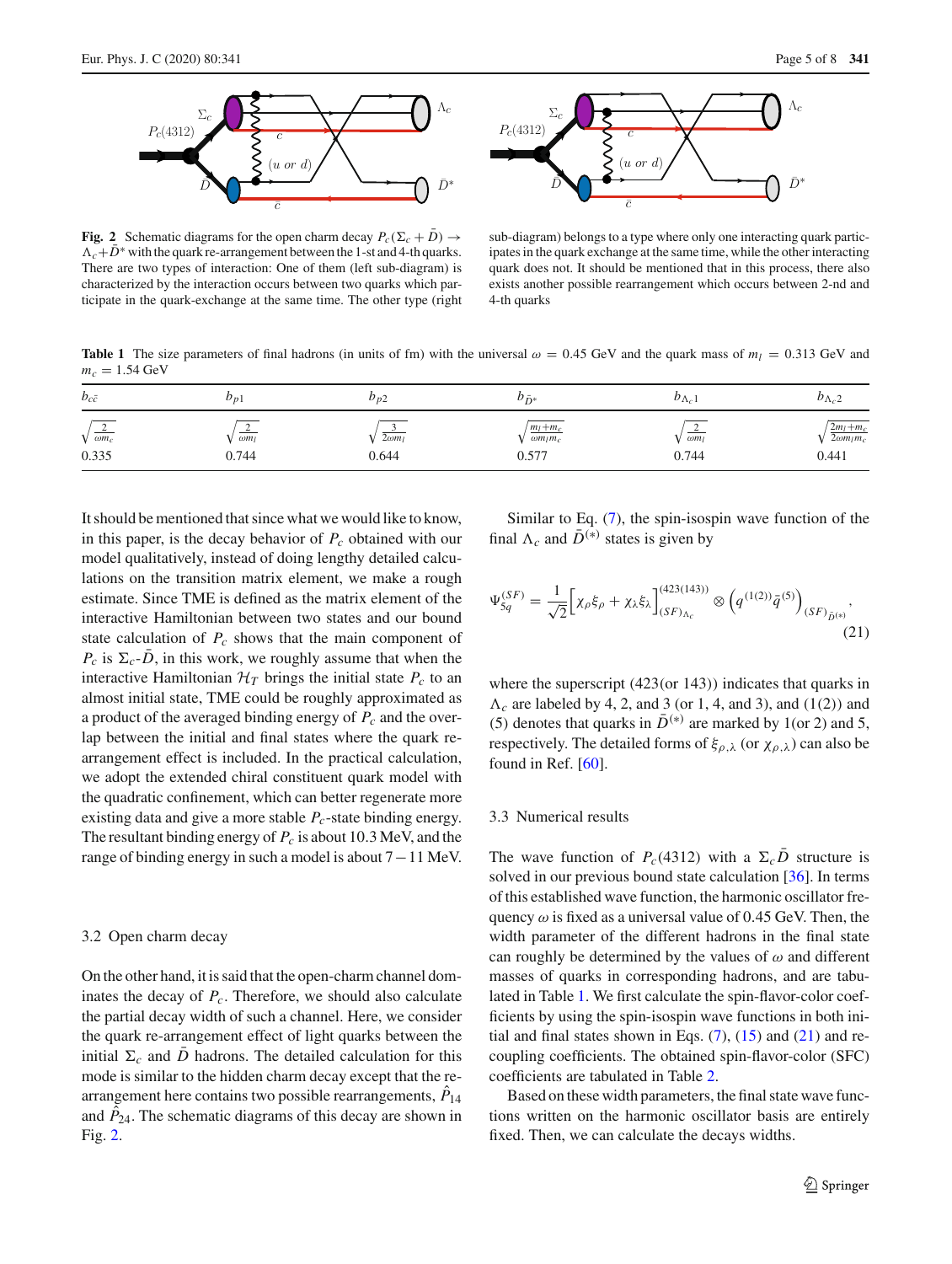Fig. 2 Schematic diagrams for the open charm decay $P_c(\Sigma_c + \bar{D}) \to \Lambda_c + \bar{D}^*$ with the quark re-arrangement between the 1-st and 4-th quarks. There are two types of interaction: One of them (left sub-diagram) is characterized by the interaction occurs between two quarks which participate in the quark-exchange at the same time. The other type (right sub-diagram) belongs to a type where only one interacting quark participates in the quark exchange at the same time, while the other interacting quark does not. It should be mentioned that in this process, there also exists another possible rearrangement which occurs between 2-nd and 4-th quarks

**Table 1** The size parameters of final hadrons (in units of fm) with the universal $\omega = 0.45$ GeV and the quark mass of $m_l = 0.313$ GeV and $m_c = 1.54$ GeV

| $b_{c\bar{c}}$ | $b_{p1}$ | $b_{p2}$ | $b_{\bar{D}^*}$ | $b_{\Lambda_c 1}$ | $b_{\Lambda_c 2}$ |
|---|---|---|---|---|---|
| $\sqrt{\frac{2}{\omega m_c}}$ | $\sqrt{\frac{2}{\omega m_l}}$ | $\sqrt{\frac{3}{2\omega m_l}}$ | $\sqrt{\frac{m_l+m_c}{\omega m_l m_c}}$ | $\sqrt{\frac{2}{\omega m_l}}$ | $\sqrt{\frac{2m_l+m_c}{2\omega m_l m_c}}$ |
| 0.335 | 0.744 | 0.644 | 0.577 | 0.744 | 0.441 |

It should be mentioned that since what we would like to know, in this paper, is the decay behavior of $P_c$ obtained with our model qualitatively, instead of doing lengthy detailed calculations on the transition matrix element, we make a rough estimate. Since TME is defined as the matrix element of the interactive Hamiltonian between two states and our bound state calculation of $P_c$ shows that the main component of $P_c$ is $\Sigma_c$-$\bar{D}$, in this work, we roughly assume that when the interactive Hamiltonian $\mathcal{H}_T$ brings the initial state $P_c$ to an almost initial state, TME could be roughly approximated as a product of the averaged binding energy of $P_c$ and the overlap between the initial and final states where the quark rearrangement effect is included. In the practical calculation, we adopt the extended chiral constituent quark model with the quadratic confinement, which can better regenerate more existing data and give a more stable $P_c$-state binding energy. The resultant binding energy of $P_c$ is about 10.3 MeV, and the range of binding energy in such a model is about $7-11$ MeV.

### 3.2 Open charm decay

On the other hand, it is said that the open-charm channel dominates the decay of $P_c$. Therefore, we should also calculate the partial decay width of such a channel. Here, we consider the quark re-arrangement effect of light quarks between the initial $\Sigma_c$ and $\bar{D}$ hadrons. The detailed calculation for this mode is similar to the hidden charm decay except that the rearrangement here contains two possible rearrangements, $\hat{P}_{14}$ and $\hat{P}_{24}$. The schematic diagrams of this decay are shown in Fig. 2.

Similar to Eq. (7), the spin-isospin wave function of the final $\Lambda_c$ and $\bar{D}^{(*)}$ states is given by

$$\Psi_{5q}^{(SF)} = \frac{1}{\sqrt{2}}\Big[\chi_\rho \xi_\rho + \chi_\lambda \xi_\lambda\Big]^{(423(143))}_{(SF)_{\Lambda_c}} \otimes \left(q^{(1(2))}\bar{q}^{(5)}\right)_{(SF)_{\bar{D}^{(*)}}}, \tag{21}$$

where the superscript (423(or 143)) indicates that quarks in $\Lambda_c$ are labeled by 4, 2, and 3 (or 1, 4, and 3), and (1(2)) and (5) denotes that quarks in $\bar{D}^{(*)}$ are marked by 1(or 2) and 5, respectively. The detailed forms of $\xi_{\rho,\lambda}$ (or $\chi_{\rho,\lambda}$) can also be found in Ref. [60].

### 3.3 Numerical results

The wave function of $P_c(4312)$ with a $\Sigma_c\bar{D}$ structure is solved in our previous bound state calculation [36]. In terms of this established wave function, the harmonic oscillator frequency $\omega$ is fixed as a universal value of 0.45 GeV. Then, the width parameter of the different hadrons in the final state can roughly be determined by the values of $\omega$ and different masses of quarks in corresponding hadrons, and are tabulated in Table 1. We first calculate the spin-flavor-color coefficients by using the spin-isospin wave functions in both initial and final states shown in Eqs. (7), (15) and (21) and recoupling coefficients. The obtained spin-flavor-color (SFC) coefficients are tabulated in Table 2.

Based on these width parameters, the final state wave functions written on the harmonic oscillator basis are entirely fixed. Then, we can calculate the decays widths.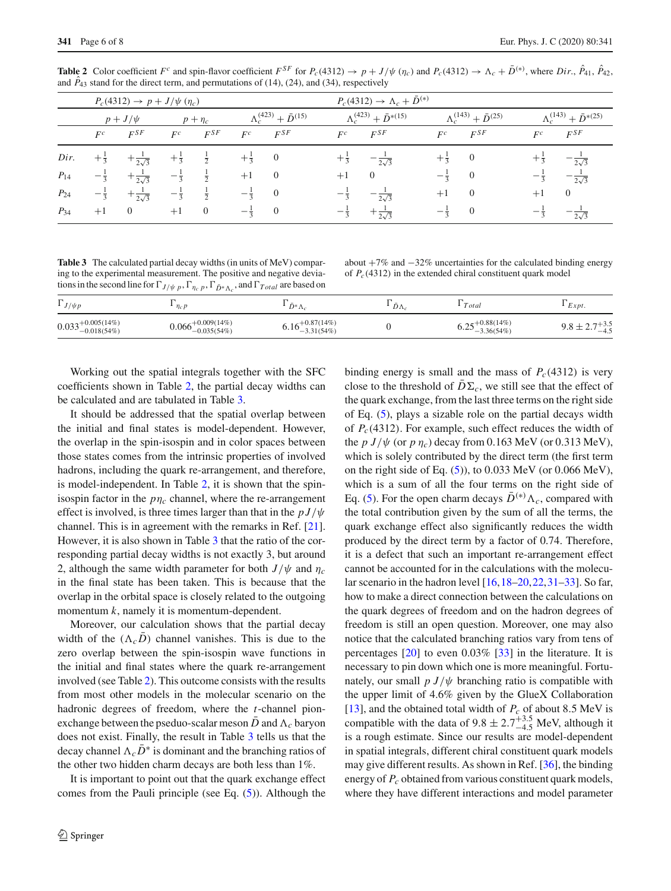**Table 2** Color coefficient $F^c$ and spin-flavor coefficient $F^{SF}$ for $P_c(4312) \to p + J/\psi\ (\eta_c)$ and $P_c(4312) \to \Lambda_c + \bar{D}^{(*)}$, where $Dir.$, $\hat{P}_{41}$, $\hat{P}_{42}$, and $\hat{P}_{43}$ stand for the direct term, and permutations of (14), (24), and (34), respectively

| | $P_c(4312) \to p + J/\psi\ (\eta_c)$ | | | | $P_c(4312) \to \Lambda_c + \bar{D}^{(*)}$ | | | | | | | |
|---|---|---|---|---|---|---|---|---|---|---|---|---|
| | $p + J/\psi$ | | $p + \eta_c$ | | $\Lambda_c^{(423)} + \bar{D}^{(15)}$ | | $\Lambda_c^{(423)} + \bar{D}^{*(15)}$ | | $\Lambda_c^{(143)} + \bar{D}^{(25)}$ | | $\Lambda_c^{(143)} + \bar{D}^{*(25)}$ | |
| | $F^c$ | $F^{SF}$ | $F^c$ | $F^{SF}$ | $F^c$ | $F^{SF}$ | $F^c$ | $F^{SF}$ | $F^c$ | $F^{SF}$ | $F^c$ | $F^{SF}$ |
| $Dir.$ | $+\frac{1}{3}$ | $+\frac{1}{2\sqrt{3}}$ | $+\frac{1}{3}$ | $\frac{1}{2}$ | $+\frac{1}{3}$ | 0 | $+\frac{1}{3}$ | $-\frac{1}{2\sqrt{3}}$ | $+\frac{1}{3}$ | 0 | $+\frac{1}{3}$ | $-\frac{1}{2\sqrt{3}}$ |
| $P_{14}$ | $-\frac{1}{3}$ | $+\frac{1}{2\sqrt{3}}$ | $-\frac{1}{3}$ | $\frac{1}{2}$ | $+1$ | 0 | $+1$ | 0 | $-\frac{1}{3}$ | 0 | $-\frac{1}{3}$ | $-\frac{1}{2\sqrt{3}}$ |
| $P_{24}$ | $-\frac{1}{3}$ | $+\frac{1}{2\sqrt{3}}$ | $-\frac{1}{3}$ | $\frac{1}{2}$ | $-\frac{1}{3}$ | 0 | $-\frac{1}{3}$ | $-\frac{1}{2\sqrt{3}}$ | $+1$ | 0 | $+1$ | 0 |
| $P_{34}$ | $+1$ | 0 | $+1$ | 0 | $-\frac{1}{3}$ | 0 | $-\frac{1}{3}$ | $+\frac{1}{2\sqrt{3}}$ | $-\frac{1}{3}$ | 0 | $-\frac{1}{3}$ | $-\frac{1}{2\sqrt{3}}$ |

**Table 3** The calculated partial decay widths (in units of MeV) comparing to the experimental measurement. The positive and negative deviations in the second line for $\Gamma_{J/\psi\, p}$, $\Gamma_{\eta_c\, p}$, $\Gamma_{\bar{D}^*\Lambda_c}$, and $\Gamma_{Total}$ are based on about $+7\%$ and $-32\%$ uncertainties for the calculated binding energy of $P_c(4312)$ in the extended chiral constituent quark model

| $\Gamma_{J/\psi p}$ | $\Gamma_{\eta_c p}$ | $\Gamma_{\bar{D}^*\Lambda_c}$ | $\Gamma_{\bar{D}\Lambda_c}$ | $\Gamma_{Total}$ | $\Gamma_{Expt.}$ |
|---|---|---|---|---|---|
| $0.033^{+0.005(14\%)}_{-0.018(54\%)}$ | $0.066^{+0.009(14\%)}_{-0.035(54\%)}$ | $6.16^{+0.87(14\%)}_{-3.31(54\%)}$ | 0 | $6.25^{+0.88(14\%)}_{-3.36(54\%)}$ | $9.8 \pm 2.7^{+3.5}_{-4.5}$ |

Working out the spatial integrals together with the SFC coefficients shown in Table 2, the partial decay widths can be calculated and are tabulated in Table 3.

It should be addressed that the spatial overlap between the initial and final states is model-dependent. However, the overlap in the spin-isospin and in color spaces between those states comes from the intrinsic properties of involved hadrons, including the quark re-arrangement, and therefore, is model-independent. In Table 2, it is shown that the spin-isospin factor in the $p\eta_c$ channel, where the re-arrangement effect is involved, is three times larger than that in the $pJ/\psi$ channel. This is in agreement with the remarks in Ref. [21]. However, it is also shown in Table 3 that the ratio of the corresponding partial decay widths is not exactly 3, but around 2, although the same width parameter for both $J/\psi$ and $\eta_c$ in the final state has been taken. This is because that the overlap in the orbital space is closely related to the outgoing momentum $k$, namely it is momentum-dependent.

Moreover, our calculation shows that the partial decay width of the $(\Lambda_c\bar{D})$ channel vanishes. This is due to the zero overlap between the spin-isospin wave functions in the initial and final states where the quark re-arrangement involved (see Table 2). This outcome consists with the results from most other models in the molecular scenario on the hadronic degrees of freedom, where the $t$-channel pion-exchange between the pseduo-scalar meson $\bar{D}$ and $\Lambda_c$ baryon does not exist. Finally, the result in Table 3 tells us that the decay channel $\Lambda_c\bar{D}^*$ is dominant and the branching ratios of the other two hidden charm decays are both less than 1%.

It is important to point out that the quark exchange effect comes from the Pauli principle (see Eq. (5)). Although the binding energy is small and the mass of $P_c(4312)$ is very close to the threshold of $\bar{D}\Sigma_c$, we still see that the effect of the quark exchange, from the last three terms on the right side of Eq. (5), plays a sizable role on the partial decays width of $P_c(4312)$. For example, such effect reduces the width of the $p\,J/\psi$ (or $p\,\eta_c$) decay from 0.163 MeV (or 0.313 MeV), which is solely contributed by the direct term (the first term on the right side of Eq. (5)), to 0.033 MeV (or 0.066 MeV), which is a sum of all the four terms on the right side of Eq. (5). For the open charm decays $\bar{D}^{(*)}\Lambda_c$, compared with the total contribution given by the sum of all the terms, the quark exchange effect also significantly reduces the width produced by the direct term by a factor of 0.74. Therefore, it is a defect that such an important re-arrangement effect cannot be accounted for in the calculations with the molecular scenario in the hadron level [16,18–20,22,31–33]. So far, how to make a direct connection between the calculations on the quark degrees of freedom and on the hadron degrees of freedom is still an open question. Moreover, one may also notice that the calculated branching ratios vary from tens of percentages [20] to even 0.03% [33] in the literature. It is necessary to pin down which one is more meaningful. Fortunately, our small $p\,J/\psi$ branching ratio is compatible with the upper limit of 4.6% given by the GlueX Collaboration [13], and the obtained total width of $P_c$ of about 8.5 MeV is compatible with the data of $9.8 \pm 2.7^{+3.5}_{-4.5}$ MeV, although it is a rough estimate. Since our results are model-dependent in spatial integrals, different chiral constituent quark models may give different results. As shown in Ref. [36], the binding energy of $P_c$ obtained from various constituent quark models, where they have different interactions and model parameter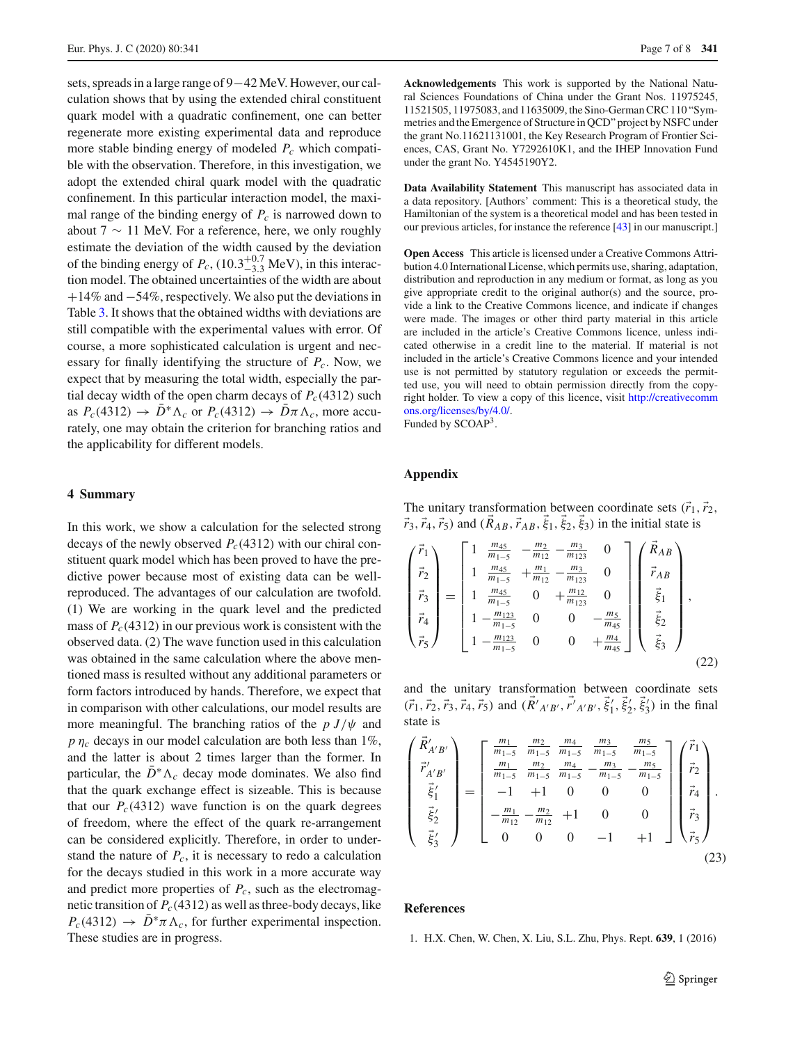sets, spreads in a large range of 9−42 MeV. However, our calculation shows that by using the extended chiral constituent quark model with a quadratic confinement, one can better regenerate more existing experimental data and reproduce more stable binding energy of modeled $P_c$ which compatible with the observation. Therefore, in this investigation, we adopt the extended chiral quark model with the quadratic confinement. In this particular interaction model, the maximal range of the binding energy of $P_c$ is narrowed down to about 7 ∼ 11 MeV. For a reference, here, we only roughly estimate the deviation of the width caused by the deviation of the binding energy of $P_c$, ($10.3^{+0.7}_{-3.3}$ MeV), in this interaction model. The obtained uncertainties of the width are about +14% and −54%, respectively. We also put the deviations in Table 3. It shows that the obtained widths with deviations are still compatible with the experimental values with error. Of course, a more sophisticated calculation is urgent and necessary for finally identifying the structure of $P_c$. Now, we expect that by measuring the total width, especially the partial decay width of the open charm decays of $P_c(4312)$ such as $P_c(4312) \rightarrow \bar{D}^*\Lambda_c$ or $P_c(4312) \rightarrow \bar{D}\pi\Lambda_c$, more accurately, one may obtain the criterion for branching ratios and the applicability for different models.

## 4 Summary

In this work, we show a calculation for the selected strong decays of the newly observed $P_c(4312)$ with our chiral constituent quark model which has been proved to have the predictive power because most of existing data can be well-reproduced. The advantages of our calculation are twofold. (1) We are working in the quark level and the predicted mass of $P_c(4312)$ in our previous work is consistent with the observed data. (2) The wave function used in this calculation was obtained in the same calculation where the above mentioned mass is resulted without any additional parameters or form factors introduced by hands. Therefore, we expect that in comparison with other calculations, our model results are more meaningful. The branching ratios of the $p\,J/\psi$ and $p\,\eta_c$ decays in our model calculation are both less than 1%, and the latter is about 2 times larger than the former. In particular, the $\bar{D}^*\Lambda_c$ decay mode dominates. We also find that the quark exchange effect is sizeable. This is because that our $P_c(4312)$ wave function is on the quark degrees of freedom, where the effect of the quark re-arrangement can be considered explicitly. Therefore, in order to understand the nature of $P_c$, it is necessary to redo a calculation for the decays studied in this work in a more accurate way and predict more properties of $P_c$, such as the electromagnetic transition of $P_c(4312)$ as well as three-body decays, like $P_c(4312) \rightarrow \bar{D}^*\pi\Lambda_c$, for further experimental inspection. These studies are in progress.

**Acknowledgements** This work is supported by the National Natural Sciences Foundations of China under the Grant Nos. 11975245, 11521505, 11975083, and 11635009, the Sino-German CRC 110 "Symmetries and the Emergence of Structure in QCD" project by NSFC under the grant No.11621131001, the Key Research Program of Frontier Sciences, CAS, Grant No. Y7292610K1, and the IHEP Innovation Fund under the grant No. Y4545190Y2.

**Data Availability Statement** This manuscript has associated data in a data repository. [Authors' comment: This is a theoretical study, the Hamiltonian of the system is a theoretical model and has been tested in our previous articles, for instance the reference [43] in our manuscript.]

**Open Access** This article is licensed under a Creative Commons Attribution 4.0 International License, which permits use, sharing, adaptation, distribution and reproduction in any medium or format, as long as you give appropriate credit to the original author(s) and the source, provide a link to the Creative Commons licence, and indicate if changes were made. The images or other third party material in this article are included in the article's Creative Commons licence, unless indicated otherwise in a credit line to the material. If material is not included in the article's Creative Commons licence and your intended use is not permitted by statutory regulation or exceeds the permitted use, you will need to obtain permission directly from the copyright holder. To view a copy of this licence, visit http://creativecommons.org/licenses/by/4.0/.
Funded by SCOAP[3].

## Appendix

The unitary transformation between coordinate sets ($\vec{r}_1, \vec{r}_2, \vec{r}_3, \vec{r}_4, \vec{r}_5$) and ($\vec{R}_{AB}, \vec{r}_{AB}, \vec{\xi}_1, \vec{\xi}_2, \vec{\xi}_3$) in the initial state is

$$\begin{pmatrix} \vec{r}_1 \\ \vec{r}_2 \\ \vec{r}_3 \\ \vec{r}_4 \\ \vec{r}_5 \end{pmatrix} = \begin{bmatrix} 1 & \frac{m_{45}}{m_{1-5}} & -\frac{m_2}{m_{12}} & -\frac{m_3}{m_{123}} & 0 \\ 1 & \frac{m_{45}}{m_{1-5}} & +\frac{m_1}{m_{12}} & -\frac{m_3}{m_{123}} & 0 \\ 1 & \frac{m_{45}}{m_{1-5}} & 0 & +\frac{m_{12}}{m_{123}} & 0 \\ 1 & -\frac{m_{123}}{m_{1-5}} & 0 & 0 & -\frac{m_5}{m_{45}} \\ 1 & -\frac{m_{123}}{m_{1-5}} & 0 & 0 & +\frac{m_4}{m_{45}} \end{bmatrix} \begin{pmatrix} \vec{R}_{AB} \\ \vec{r}_{AB} \\ \vec{\xi}_1 \\ \vec{\xi}_2 \\ \vec{\xi}_3 \end{pmatrix}, \tag{22}$$

and the unitary transformation between coordinate sets ($\vec{r}_1, \vec{r}_2, \vec{r}_3, \vec{r}_4, \vec{r}_5$) and ($\vec{R'}_{A'B'}, \vec{r'}_{A'B'}, \vec{\xi}'_1, \vec{\xi}'_2, \vec{\xi}'_3$) in the final state is

$$\begin{pmatrix} \vec{R}'_{A'B'} \\ \vec{r}'_{A'B'} \\ \vec{\xi}'_1 \\ \vec{\xi}'_2 \\ \vec{\xi}'_3 \end{pmatrix} = \begin{bmatrix} \frac{m_1}{m_{1-5}} & \frac{m_2}{m_{1-5}} & \frac{m_4}{m_{1-5}} & \frac{m_3}{m_{1-5}} & \frac{m_5}{m_{1-5}} \\ \frac{m_1}{m_{1-5}} & \frac{m_2}{m_{1-5}} & \frac{m_4}{m_{1-5}} & -\frac{m_3}{m_{1-5}} & -\frac{m_5}{m_{1-5}} \\ -1 & +1 & 0 & 0 & 0 \\ -\frac{m_1}{m_{12}} & -\frac{m_2}{m_{12}} & +1 & 0 & 0 \\ 0 & 0 & 0 & -1 & +1 \end{bmatrix} \begin{pmatrix} \vec{r}_1 \\ \vec{r}_2 \\ \vec{r}_4 \\ \vec{r}_3 \\ \vec{r}_5 \end{pmatrix}. \tag{23}$$

## References

1. H.X. Chen, W. Chen, X. Liu, S.L. Zhu, Phys. Rept. **639**, 1 (2016)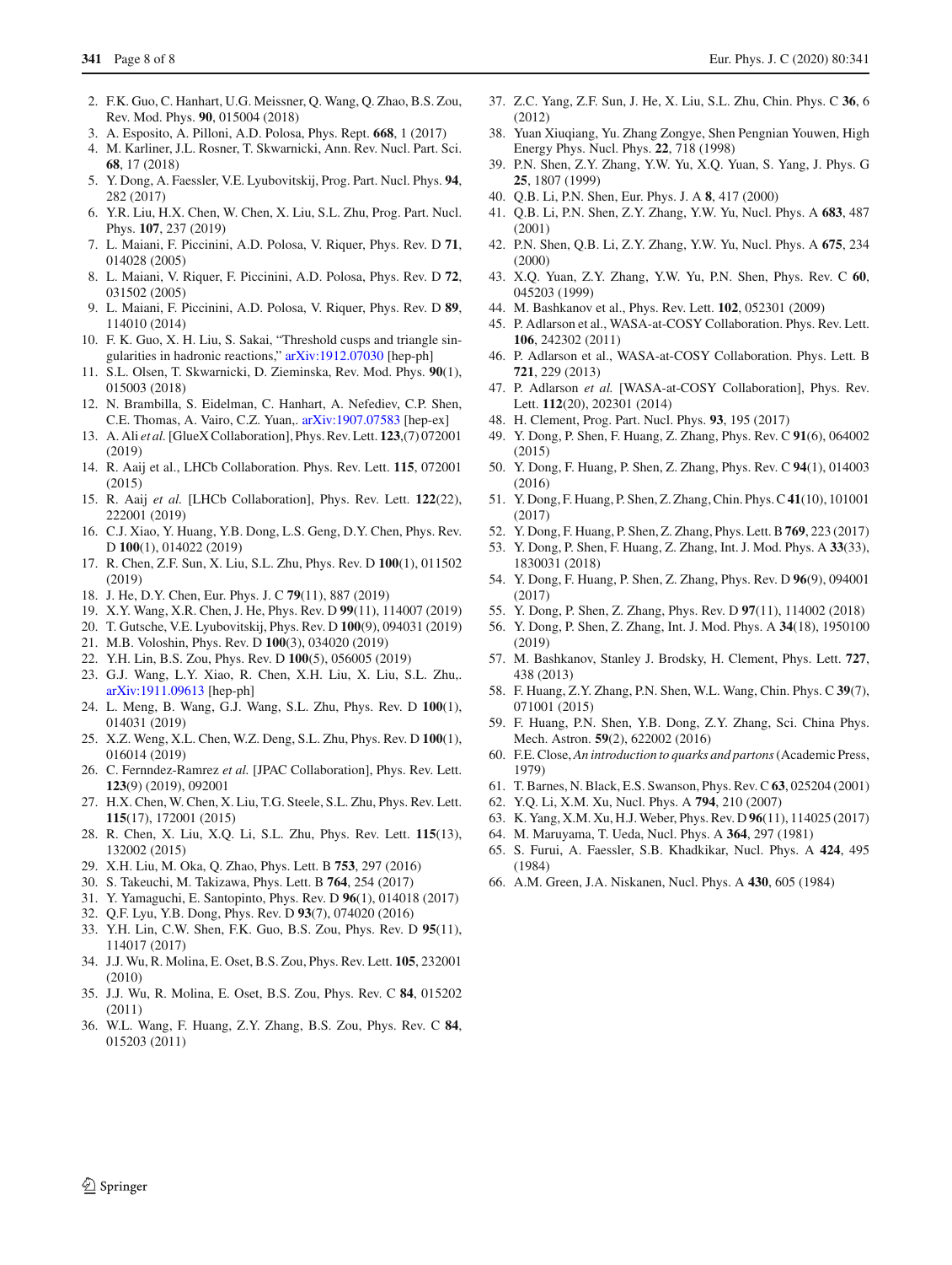2. F.K. Guo, C. Hanhart, U.G. Meissner, Q. Wang, Q. Zhao, B.S. Zou, Rev. Mod. Phys. **90**, 015004 (2018)
3. A. Esposito, A. Pilloni, A.D. Polosa, Phys. Rept. **668**, 1 (2017)
4. M. Karliner, J.L. Rosner, T. Skwarnicki, Ann. Rev. Nucl. Part. Sci. **68**, 17 (2018)
5. Y. Dong, A. Faessler, V.E. Lyubovitskij, Prog. Part. Nucl. Phys. **94**, 282 (2017)
6. Y.R. Liu, H.X. Chen, W. Chen, X. Liu, S.L. Zhu, Prog. Part. Nucl. Phys. **107**, 237 (2019)
7. L. Maiani, F. Piccinini, A.D. Polosa, V. Riquer, Phys. Rev. D **71**, 014028 (2005)
8. L. Maiani, V. Riquer, F. Piccinini, A.D. Polosa, Phys. Rev. D **72**, 031502 (2005)
9. L. Maiani, F. Piccinini, A.D. Polosa, V. Riquer, Phys. Rev. D **89**, 114010 (2014)
10. F. K. Guo, X. H. Liu, S. Sakai, "Threshold cusps and triangle singularities in hadronic reactions," arXiv:1912.07030 [hep-ph]
11. S.L. Olsen, T. Skwarnicki, D. Zieminska, Rev. Mod. Phys. **90**(1), 015003 (2018)
12. N. Brambilla, S. Eidelman, C. Hanhart, A. Nefediev, C.P. Shen, C.E. Thomas, A. Vairo, C.Z. Yuan,. arXiv:1907.07583 [hep-ex]
13. A. Ali *et al.* [GlueX Collaboration], Phys. Rev. Lett. **123**,(7) 072001 (2019)
14. R. Aaij et al., LHCb Collaboration. Phys. Rev. Lett. **115**, 072001 (2015)
15. R. Aaij *et al.* [LHCb Collaboration], Phys. Rev. Lett. **122**(22), 222001 (2019)
16. C.J. Xiao, Y. Huang, Y.B. Dong, L.S. Geng, D.Y. Chen, Phys. Rev. D **100**(1), 014022 (2019)
17. R. Chen, Z.F. Sun, X. Liu, S.L. Zhu, Phys. Rev. D **100**(1), 011502 (2019)
18. J. He, D.Y. Chen, Eur. Phys. J. C **79**(11), 887 (2019)
19. X.Y. Wang, X.R. Chen, J. He, Phys. Rev. D **99**(11), 114007 (2019)
20. T. Gutsche, V.E. Lyubovitskij, Phys. Rev. D **100**(9), 094031 (2019)
21. M.B. Voloshin, Phys. Rev. D **100**(3), 034020 (2019)
22. Y.H. Lin, B.S. Zou, Phys. Rev. D **100**(5), 056005 (2019)
23. G.J. Wang, L.Y. Xiao, R. Chen, X.H. Liu, X. Liu, S.L. Zhu,. arXiv:1911.09613 [hep-ph]
24. L. Meng, B. Wang, G.J. Wang, S.L. Zhu, Phys. Rev. D **100**(1), 014031 (2019)
25. X.Z. Weng, X.L. Chen, W.Z. Deng, S.L. Zhu, Phys. Rev. D **100**(1), 016014 (2019)
26. C. Fernndez-Ramrez *et al.* [JPAC Collaboration], Phys. Rev. Lett. **123**(9) (2019), 092001
27. H.X. Chen, W. Chen, X. Liu, T.G. Steele, S.L. Zhu, Phys. Rev. Lett. **115**(17), 172001 (2015)
28. R. Chen, X. Liu, X.Q. Li, S.L. Zhu, Phys. Rev. Lett. **115**(13), 132002 (2015)
29. X.H. Liu, M. Oka, Q. Zhao, Phys. Lett. B **753**, 297 (2016)
30. S. Takeuchi, M. Takizawa, Phys. Lett. B **764**, 254 (2017)
31. Y. Yamaguchi, E. Santopinto, Phys. Rev. D **96**(1), 014018 (2017)
32. Q.F. Lyu, Y.B. Dong, Phys. Rev. D **93**(7), 074020 (2016)
33. Y.H. Lin, C.W. Shen, F.K. Guo, B.S. Zou, Phys. Rev. D **95**(11), 114017 (2017)
34. J.J. Wu, R. Molina, E. Oset, B.S. Zou, Phys. Rev. Lett. **105**, 232001 (2010)
35. J.J. Wu, R. Molina, E. Oset, B.S. Zou, Phys. Rev. C **84**, 015202 (2011)
36. W.L. Wang, F. Huang, Z.Y. Zhang, B.S. Zou, Phys. Rev. C **84**, 015203 (2011)
37. Z.C. Yang, Z.F. Sun, J. He, X. Liu, S.L. Zhu, Chin. Phys. C **36**, 6 (2012)
38. Yuan Xiuqiang, Yu. Zhang Zongye, Shen Pengnian Youwen, High Energy Phys. Nucl. Phys. **22**, 718 (1998)
39. P.N. Shen, Z.Y. Zhang, Y.W. Yu, X.Q. Yuan, S. Yang, J. Phys. G **25**, 1807 (1999)
40. Q.B. Li, P.N. Shen, Eur. Phys. J. A **8**, 417 (2000)
41. Q.B. Li, P.N. Shen, Z.Y. Zhang, Y.W. Yu, Nucl. Phys. A **683**, 487 (2001)
42. P.N. Shen, Q.B. Li, Z.Y. Zhang, Y.W. Yu, Nucl. Phys. A **675**, 234 (2000)
43. X.Q. Yuan, Z.Y. Zhang, Y.W. Yu, P.N. Shen, Phys. Rev. C **60**, 045203 (1999)
44. M. Bashkanov et al., Phys. Rev. Lett. **102**, 052301 (2009)
45. P. Adlarson et al., WASA-at-COSY Collaboration. Phys. Rev. Lett. **106**, 242302 (2011)
46. P. Adlarson et al., WASA-at-COSY Collaboration. Phys. Lett. B **721**, 229 (2013)
47. P. Adlarson *et al.* [WASA-at-COSY Collaboration], Phys. Rev. Lett. **112**(20), 202301 (2014)
48. H. Clement, Prog. Part. Nucl. Phys. **93**, 195 (2017)
49. Y. Dong, P. Shen, F. Huang, Z. Zhang, Phys. Rev. C **91**(6), 064002 (2015)
50. Y. Dong, F. Huang, P. Shen, Z. Zhang, Phys. Rev. C **94**(1), 014003 (2016)
51. Y. Dong, F. Huang, P. Shen, Z. Zhang, Chin. Phys. C **41**(10), 101001 (2017)
52. Y. Dong, F. Huang, P. Shen, Z. Zhang, Phys. Lett. B **769**, 223 (2017)
53. Y. Dong, P. Shen, F. Huang, Z. Zhang, Int. J. Mod. Phys. A **33**(33), 1830031 (2018)
54. Y. Dong, F. Huang, P. Shen, Z. Zhang, Phys. Rev. D **96**(9), 094001 (2017)
55. Y. Dong, P. Shen, Z. Zhang, Phys. Rev. D **97**(11), 114002 (2018)
56. Y. Dong, P. Shen, Z. Zhang, Int. J. Mod. Phys. A **34**(18), 1950100 (2019)
57. M. Bashkanov, Stanley J. Brodsky, H. Clement, Phys. Lett. **727**, 438 (2013)
58. F. Huang, Z.Y. Zhang, P.N. Shen, W.L. Wang, Chin. Phys. C **39**(7), 071001 (2015)
59. F. Huang, P.N. Shen, Y.B. Dong, Z.Y. Zhang, Sci. China Phys. Mech. Astron. **59**(2), 622002 (2016)
60. F.E. Close, *An introduction to quarks and partons* (Academic Press, 1979)
61. T. Barnes, N. Black, E.S. Swanson, Phys. Rev. C **63**, 025204 (2001)
62. Y.Q. Li, X.M. Xu, Nucl. Phys. A **794**, 210 (2007)
63. K. Yang, X.M. Xu, H.J. Weber, Phys. Rev. D **96**(11), 114025 (2017)
64. M. Maruyama, T. Ueda, Nucl. Phys. A **364**, 297 (1981)
65. S. Furui, A. Faessler, S.B. Khadkikar, Nucl. Phys. A **424**, 495 (1984)
66. A.M. Green, J.A. Niskanen, Nucl. Phys. A **430**, 605 (1984)